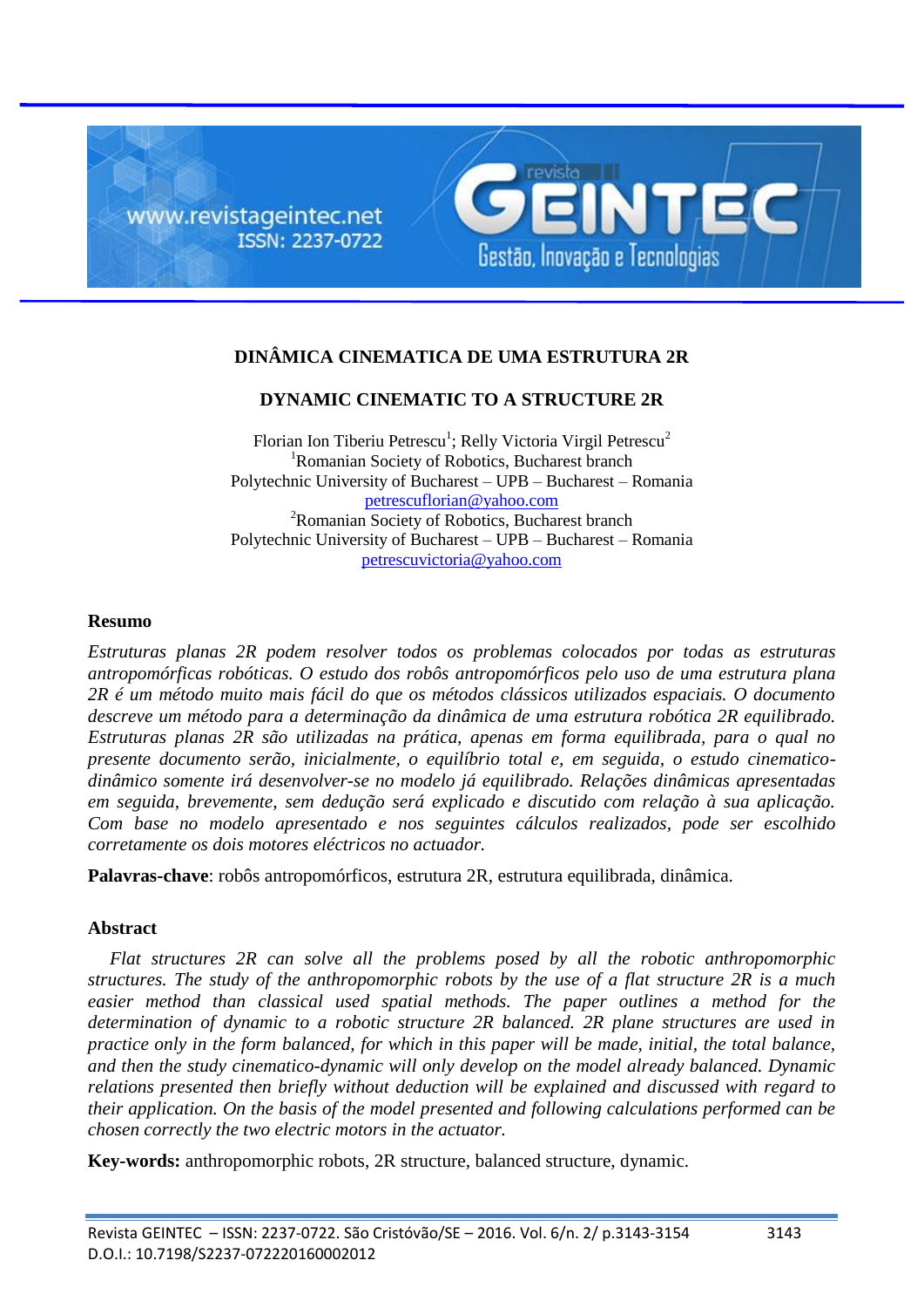# DINÂMICA CINEMATICA DE UMA ESTRUTURA 2R

# DYNAMIC CINEMATIC TO A STRUCTURE 2R

Florian Ion Tiberiu Petrescu[1]; Relly Victoria Virgil Petrescu[2]
[1]Romanian Society of Robotics, Bucharest branch
Polytechnic University of Bucharest – UPB – Bucharest – Romania
petrescuflorian@yahoo.com
[2]Romanian Society of Robotics, Bucharest branch
Polytechnic University of Bucharest – UPB – Bucharest – Romania
petrescuvictoria@yahoo.com

## Resumo

*Estruturas planas 2R podem resolver todos os problemas colocados por todas as estruturas antropomórficas robóticas. O estudo dos robôs antropomórficos pelo uso de uma estrutura plana 2R é um método muito mais fácil do que os métodos clássicos utilizados espaciais. O documento descreve um método para a determinação da dinâmica de uma estrutura robótica 2R equilibrado. Estruturas planas 2R são utilizadas na prática, apenas em forma equilibrada, para o qual no presente documento serão, inicialmente, o equilíbrio total e, em seguida, o estudo cinematico-dinâmico somente irá desenvolver-se no modelo já equilibrado. Relações dinâmicas apresentadas em seguida, brevemente, sem dedução será explicado e discutido com relação à sua aplicação. Com base no modelo apresentado e nos seguintes cálculos realizados, pode ser escolhido corretamente os dois motores eléctricos no actuador.*

**Palavras-chave**: robôs antropomórficos, estrutura 2R, estrutura equilibrada, dinâmica.

## Abstract

*Flat structures 2R can solve all the problems posed by all the robotic anthropomorphic structures. The study of the anthropomorphic robots by the use of a flat structure 2R is a much easier method than classical used spatial methods. The paper outlines a method for the determination of dynamic to a robotic structure 2R balanced. 2R plane structures are used in practice only in the form balanced, for which in this paper will be made, initial, the total balance, and then the study cinematico-dynamic will only develop on the model already balanced. Dynamic relations presented then briefly without deduction will be explained and discussed with regard to their application. On the basis of the model presented and following calculations performed can be chosen correctly the two electric motors in the actuator.*

**Key-words:** anthropomorphic robots, 2R structure, balanced structure, dynamic.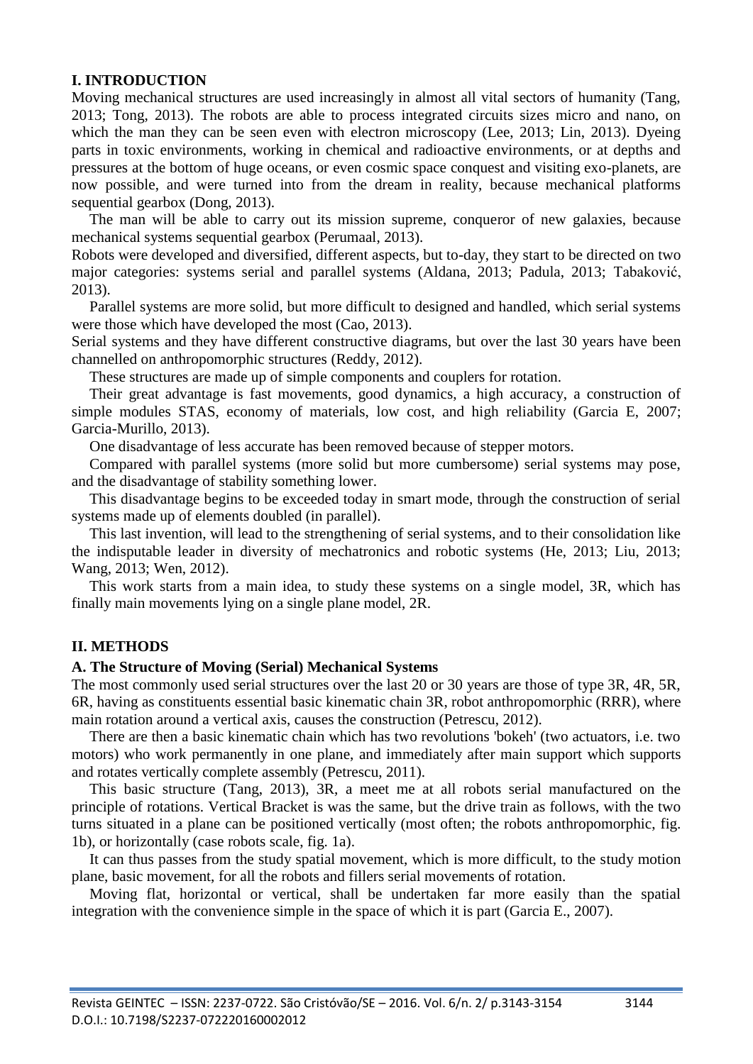## I. INTRODUCTION

Moving mechanical structures are used increasingly in almost all vital sectors of humanity (Tang, 2013; Tong, 2013). The robots are able to process integrated circuits sizes micro and nano, on which the man they can be seen even with electron microscopy (Lee, 2013; Lin, 2013). Dyeing parts in toxic environments, working in chemical and radioactive environments, or at depths and pressures at the bottom of huge oceans, or even cosmic space conquest and visiting exo-planets, are now possible, and were turned into from the dream in reality, because mechanical platforms sequential gearbox (Dong, 2013).

The man will be able to carry out its mission supreme, conqueror of new galaxies, because mechanical systems sequential gearbox (Perumaal, 2013).

Robots were developed and diversified, different aspects, but to-day, they start to be directed on two major categories: systems serial and parallel systems (Aldana, 2013; Padula, 2013; Tabaković, 2013).

Parallel systems are more solid, but more difficult to designed and handled, which serial systems were those which have developed the most (Cao, 2013).

Serial systems and they have different constructive diagrams, but over the last 30 years have been channelled on anthropomorphic structures (Reddy, 2012).

These structures are made up of simple components and couplers for rotation.

Their great advantage is fast movements, good dynamics, a high accuracy, a construction of simple modules STAS, economy of materials, low cost, and high reliability (Garcia E, 2007; Garcia-Murillo, 2013).

One disadvantage of less accurate has been removed because of stepper motors.

Compared with parallel systems (more solid but more cumbersome) serial systems may pose, and the disadvantage of stability something lower.

This disadvantage begins to be exceeded today in smart mode, through the construction of serial systems made up of elements doubled (in parallel).

This last invention, will lead to the strengthening of serial systems, and to their consolidation like the indisputable leader in diversity of mechatronics and robotic systems (He, 2013; Liu, 2013; Wang, 2013; Wen, 2012).

This work starts from a main idea, to study these systems on a single model, 3R, which has finally main movements lying on a single plane model, 2R.

## II. METHODS

### A. The Structure of Moving (Serial) Mechanical Systems

The most commonly used serial structures over the last 20 or 30 years are those of type 3R, 4R, 5R, 6R, having as constituents essential basic kinematic chain 3R, robot anthropomorphic (RRR), where main rotation around a vertical axis, causes the construction (Petrescu, 2012).

There are then a basic kinematic chain which has two revolutions 'bokeh' (two actuators, i.e. two motors) who work permanently in one plane, and immediately after main support which supports and rotates vertically complete assembly (Petrescu, 2011).

This basic structure (Tang, 2013), 3R, a meet me at all robots serial manufactured on the principle of rotations. Vertical Bracket is was the same, but the drive train as follows, with the two turns situated in a plane can be positioned vertically (most often; the robots anthropomorphic, fig. 1b), or horizontally (case robots scale, fig. 1a).

It can thus passes from the study spatial movement, which is more difficult, to the study motion plane, basic movement, for all the robots and fillers serial movements of rotation.

Moving flat, horizontal or vertical, shall be undertaken far more easily than the spatial integration with the convenience simple in the space of which it is part (Garcia E., 2007).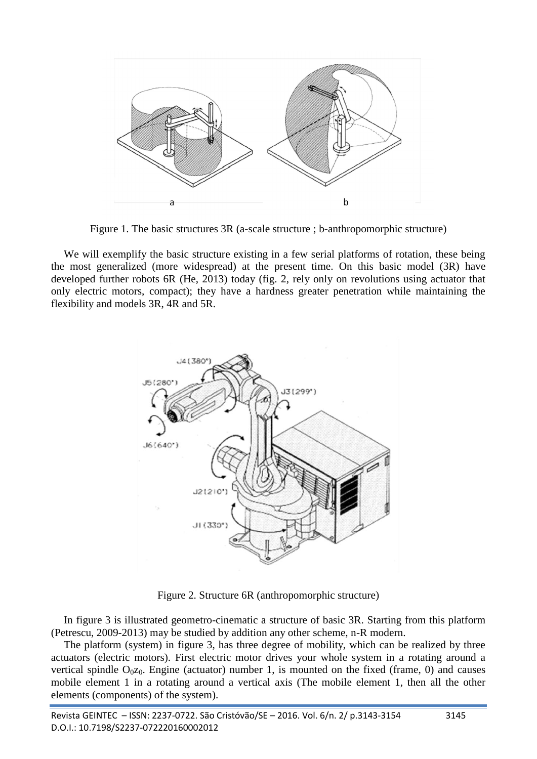Figure 1. The basic structures 3R (a-scale structure ; b-anthropomorphic structure)

We will exemplify the basic structure existing in a few serial platforms of rotation, these being the most generalized (more widespread) at the present time. On this basic model (3R) have developed further robots 6R (He, 2013) today (fig. 2, rely only on revolutions using actuator that only electric motors, compact); they have a hardness greater penetration while maintaining the flexibility and models 3R, 4R and 5R.

Figure 2. Structure 6R (anthropomorphic structure)

In figure 3 is illustrated geometro-cinematic a structure of basic 3R. Starting from this platform (Petrescu, 2009-2013) may be studied by addition any other scheme, n-R modern.

The platform (system) in figure 3, has three degree of mobility, which can be realized by three actuators (electric motors). First electric motor drives your whole system in a rotating around a vertical spindle $O_0z_0$. Engine (actuator) number 1, is mounted on the fixed (frame, 0) and causes mobile element 1 in a rotating around a vertical axis (The mobile element 1, then all the other elements (components) of the system).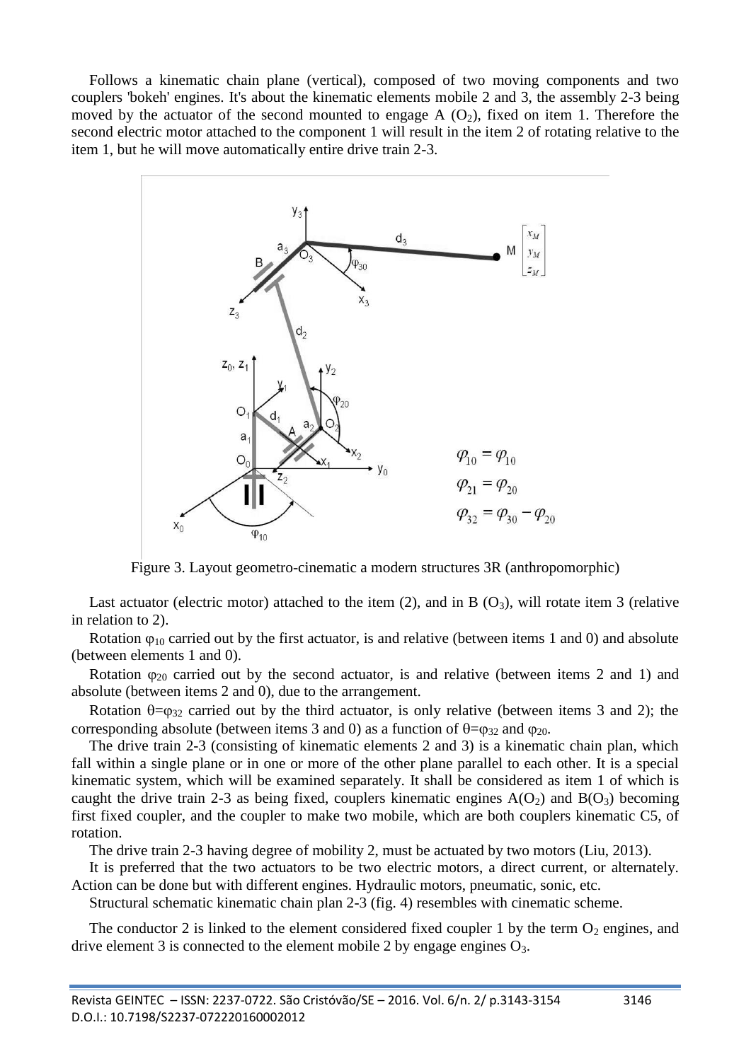Follows a kinematic chain plane (vertical), composed of two moving components and two couplers 'bokeh' engines. It's about the kinematic elements mobile 2 and 3, the assembly 2-3 being moved by the actuator of the second mounted to engage A ($O_2$), fixed on item 1. Therefore the second electric motor attached to the component 1 will result in the item 2 of rotating relative to the item 1, but he will move automatically entire drive train 2-3.

$$\varphi_{10} = \varphi_{10}$$
$$\varphi_{21} = \varphi_{20}$$
$$\varphi_{32} = \varphi_{30} - \varphi_{20}$$

Figure 3. Layout geometro-cinematic a modern structures 3R (anthropomorphic)

Last actuator (electric motor) attached to the item (2), and in B ($O_3$), will rotate item 3 (relative in relation to 2).

Rotation $\varphi_{10}$ carried out by the first actuator, is and relative (between items 1 and 0) and absolute (between elements 1 and 0).

Rotation $\varphi_{20}$ carried out by the second actuator, is and relative (between items 2 and 1) and absolute (between items 2 and 0), due to the arrangement.

Rotation $\theta=\varphi_{32}$ carried out by the third actuator, is only relative (between items 3 and 2); the corresponding absolute (between items 3 and 0) as a function of $\theta=\varphi_{32}$ and $\varphi_{20}$.

The drive train 2-3 (consisting of kinematic elements 2 and 3) is a kinematic chain plan, which fall within a single plane or in one or more of the other plane parallel to each other. It is a special kinematic system, which will be examined separately. It shall be considered as item 1 of which is caught the drive train 2-3 as being fixed, couplers kinematic engines A($O_2$) and B($O_3$) becoming first fixed coupler, and the coupler to make two mobile, which are both couplers kinematic C5, of rotation.

The drive train 2-3 having degree of mobility 2, must be actuated by two motors (Liu, 2013).

It is preferred that the two actuators to be two electric motors, a direct current, or alternately. Action can be done but with different engines. Hydraulic motors, pneumatic, sonic, etc.

Structural schematic kinematic chain plan 2-3 (fig. 4) resembles with cinematic scheme.

The conductor 2 is linked to the element considered fixed coupler 1 by the term $O_2$ engines, and drive element 3 is connected to the element mobile 2 by engage engines $O_3$.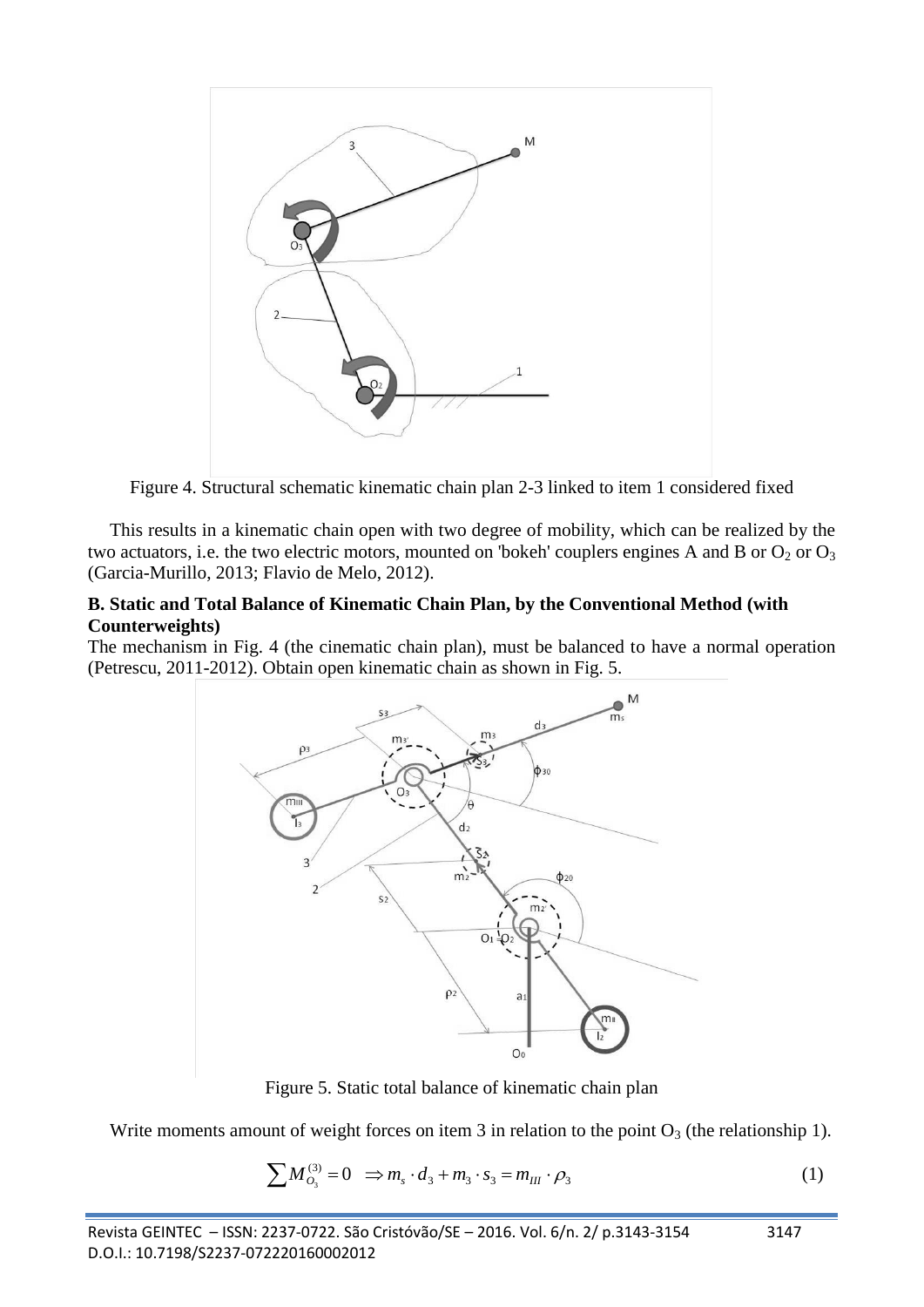Figure 4. Structural schematic kinematic chain plan 2-3 linked to item 1 considered fixed

This results in a kinematic chain open with two degree of mobility, which can be realized by the two actuators, i.e. the two electric motors, mounted on 'bokeh' couplers engines A and B or $O_2$ or $O_3$ (Garcia-Murillo, 2013; Flavio de Melo, 2012).

**B. Static and Total Balance of Kinematic Chain Plan, by the Conventional Method (with Counterweights)**

The mechanism in Fig. 4 (the cinematic chain plan), must be balanced to have a normal operation (Petrescu, 2011-2012). Obtain open kinematic chain as shown in Fig. 5.

Figure 5. Static total balance of kinematic chain plan

Write moments amount of weight forces on item 3 in relation to the point $O_3$ (the relationship 1).

$$\sum M_{O_3}^{(3)} = 0 \quad \Rightarrow m_s \cdot d_3 + m_3 \cdot s_3 = m_{III} \cdot \rho_3 \tag{1}$$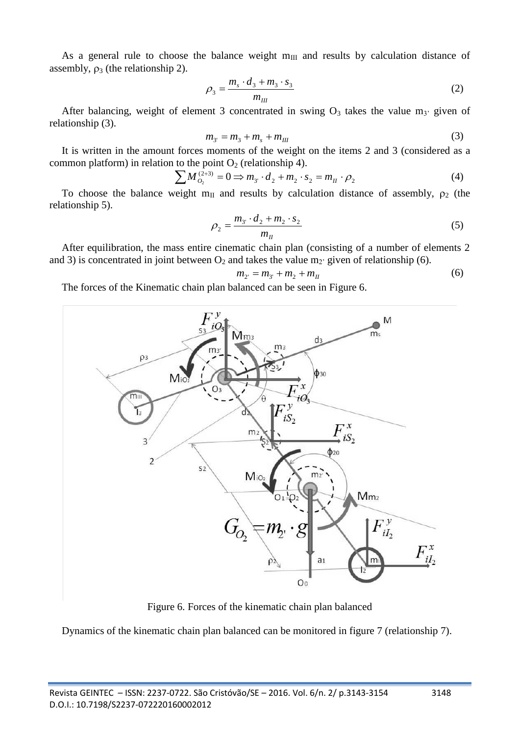As a general rule to choose the balance weight $m_{III}$ and results by calculation distance of assembly, $\rho_3$ (the relationship 2).

$$\rho_3 = \frac{m_s \cdot d_3 + m_3 \cdot s_3}{m_{III}} \tag{2}$$

After balancing, weight of element 3 concentrated in swing $O_3$ takes the value $m_{3'}$ given of relationship (3).

$$m_{3'} = m_3 + m_s + m_{III} \tag{3}$$

It is written in the amount forces moments of the weight on the items 2 and 3 (considered as a common platform) in relation to the point $O_2$ (relationship 4).

$$\sum M_{O_2}^{(2+3)} = 0 \Rightarrow m_{3'} \cdot d_2 + m_2 \cdot s_2 = m_{II} \cdot \rho_2 \tag{4}$$

To choose the balance weight $m_{II}$ and results by calculation distance of assembly, $\rho_2$ (the relationship 5).

$$\rho_2 = \frac{m_{3'} \cdot d_2 + m_2 \cdot s_2}{m_{II}} \tag{5}$$

After equilibration, the mass entire cinematic chain plan (consisting of a number of elements 2 and 3) is concentrated in joint between $O_2$ and takes the value $m_{2'}$ given of relationship (6).

$$m_{2'} = m_{3'} + m_2 + m_{II} \tag{6}$$

The forces of the Kinematic chain plan balanced can be seen in Figure 6.

Figure 6. Forces of the kinematic chain plan balanced

Dynamics of the kinematic chain plan balanced can be monitored in figure 7 (relationship 7).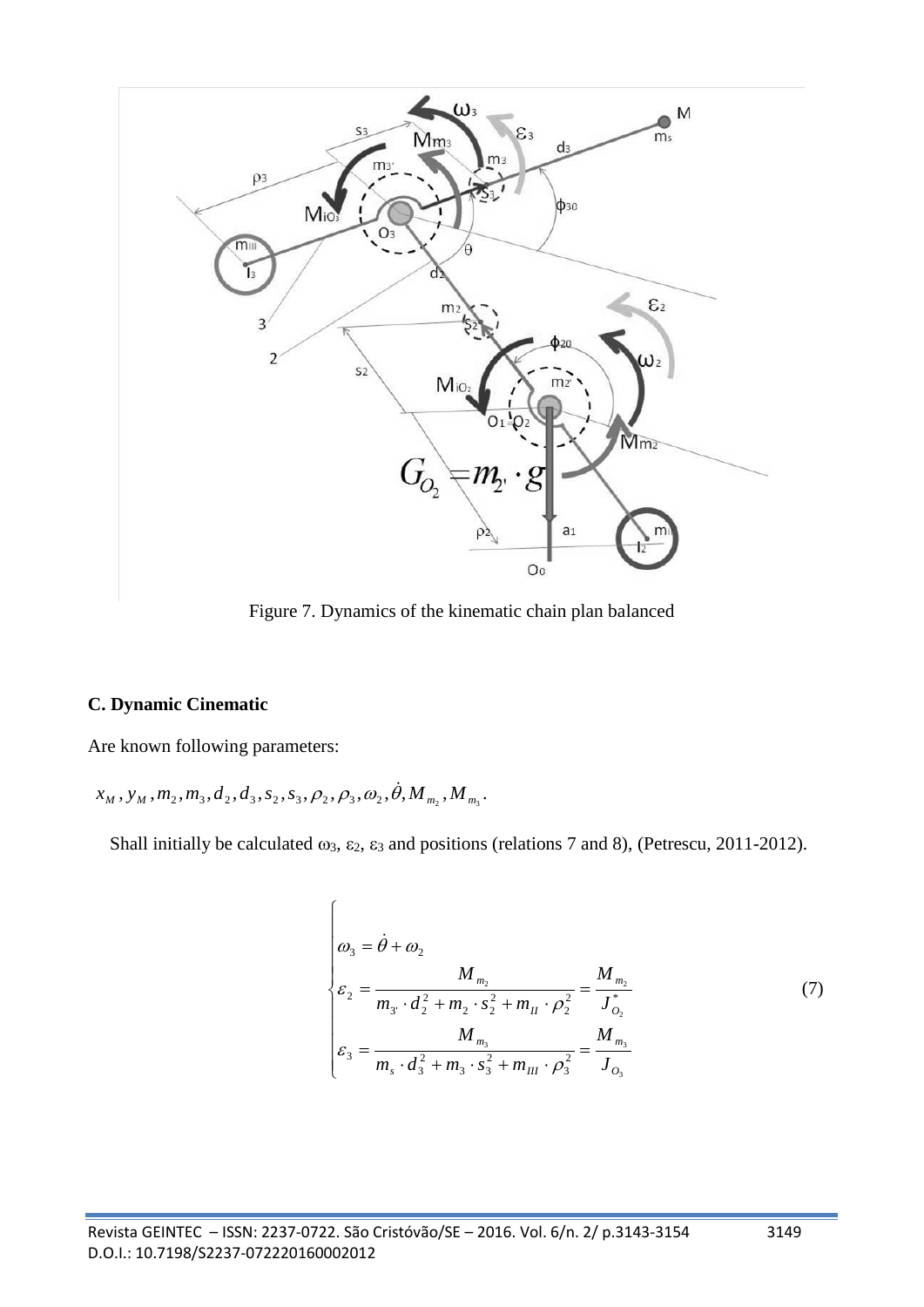Figure 7. Dynamics of the kinematic chain plan balanced

### C. Dynamic Cinematic

Are known following parameters:

$x_M, y_M, m_2, m_3, d_2, d_3, s_2, s_3, \rho_2, \rho_3, \omega_2, \dot{\theta}, M_{m_2}, M_{m_3}$.

Shall initially be calculated $\omega_3$, $\varepsilon_2$, $\varepsilon_3$ and positions (relations 7 and 8), (Petrescu, 2011-2012).

$$
\begin{cases}
\omega_3 = \dot{\theta} + \omega_2 \\
\varepsilon_2 = \dfrac{M_{m_2}}{m_{3'} \cdot d_2^2 + m_2 \cdot s_2^2 + m_{II} \cdot \rho_2^2} = \dfrac{M_{m_2}}{J_{O_2}^*} \\
\varepsilon_3 = \dfrac{M_{m_3}}{m_s \cdot d_3^2 + m_3 \cdot s_3^2 + m_{III} \cdot \rho_3^2} = \dfrac{M_{m_3}}{J_{O_3}}
\end{cases}
\tag{7}
$$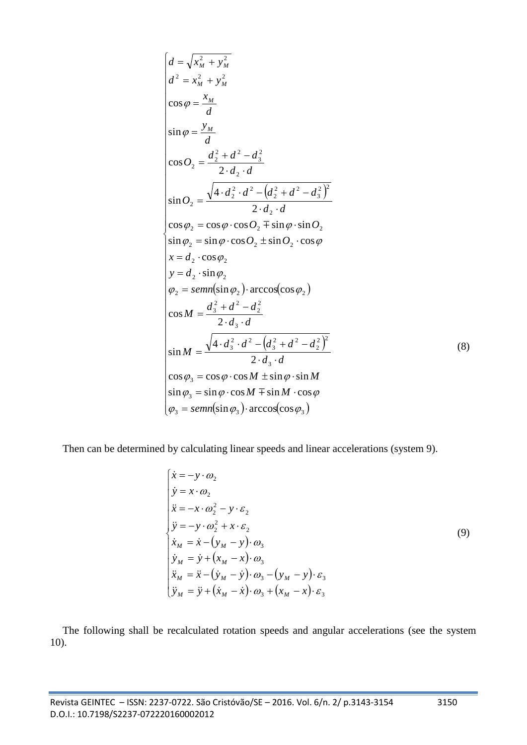$$
\begin{cases}
d = \sqrt{x_M^2 + y_M^2} \\
d^2 = x_M^2 + y_M^2 \\
\cos\varphi = \dfrac{x_M}{d} \\
\sin\varphi = \dfrac{y_M}{d} \\
\cos O_2 = \dfrac{d_2^2 + d^2 - d_3^2}{2 \cdot d_2 \cdot d} \\
\sin O_2 = \dfrac{\sqrt{4 \cdot d_2^2 \cdot d^2 - \left(d_2^2 + d^2 - d_3^2\right)^2}}{2 \cdot d_2 \cdot d} \\
\cos\varphi_2 = \cos\varphi \cdot \cos O_2 \mp \sin\varphi \cdot \sin O_2 \\
\sin\varphi_2 = \sin\varphi \cdot \cos O_2 \pm \sin O_2 \cdot \cos\varphi \\
x = d_2 \cdot \cos\varphi_2 \\
y = d_2 \cdot \sin\varphi_2 \\
\varphi_2 = semn(\sin\varphi_2) \cdot \arccos(\cos\varphi_2) \\
\cos M = \dfrac{d_3^2 + d^2 - d_2^2}{2 \cdot d_3 \cdot d} \\
\sin M = \dfrac{\sqrt{4 \cdot d_3^2 \cdot d^2 - \left(d_3^2 + d^2 - d_2^2\right)^2}}{2 \cdot d_3 \cdot d} \\
\cos\varphi_3 = \cos\varphi \cdot \cos M \pm \sin\varphi \cdot \sin M \\
\sin\varphi_3 = \sin\varphi \cdot \cos M \mp \sin M \cdot \cos\varphi \\
\varphi_3 = semn(\sin\varphi_3) \cdot \arccos(\cos\varphi_3)
\end{cases}
\tag{8}
$$

Then can be determined by calculating linear speeds and linear accelerations (system 9).

$$
\begin{cases}
\dot{x} = -y \cdot \omega_2 \\
\dot{y} = x \cdot \omega_2 \\
\ddot{x} = -x \cdot \omega_2^2 - y \cdot \varepsilon_2 \\
\ddot{y} = -y \cdot \omega_2^2 + x \cdot \varepsilon_2 \\
\dot{x}_M = \dot{x} - (y_M - y) \cdot \omega_3 \\
\dot{y}_M = \dot{y} + (x_M - x) \cdot \omega_3 \\
\ddot{x}_M = \ddot{x} - (\dot{y}_M - \dot{y}) \cdot \omega_3 - (y_M - y) \cdot \varepsilon_3 \\
\ddot{y}_M = \ddot{y} + (\dot{x}_M - \dot{x}) \cdot \omega_3 + (x_M - x) \cdot \varepsilon_3
\end{cases}
\tag{9}
$$

The following shall be recalculated rotation speeds and angular accelerations (see the system 10).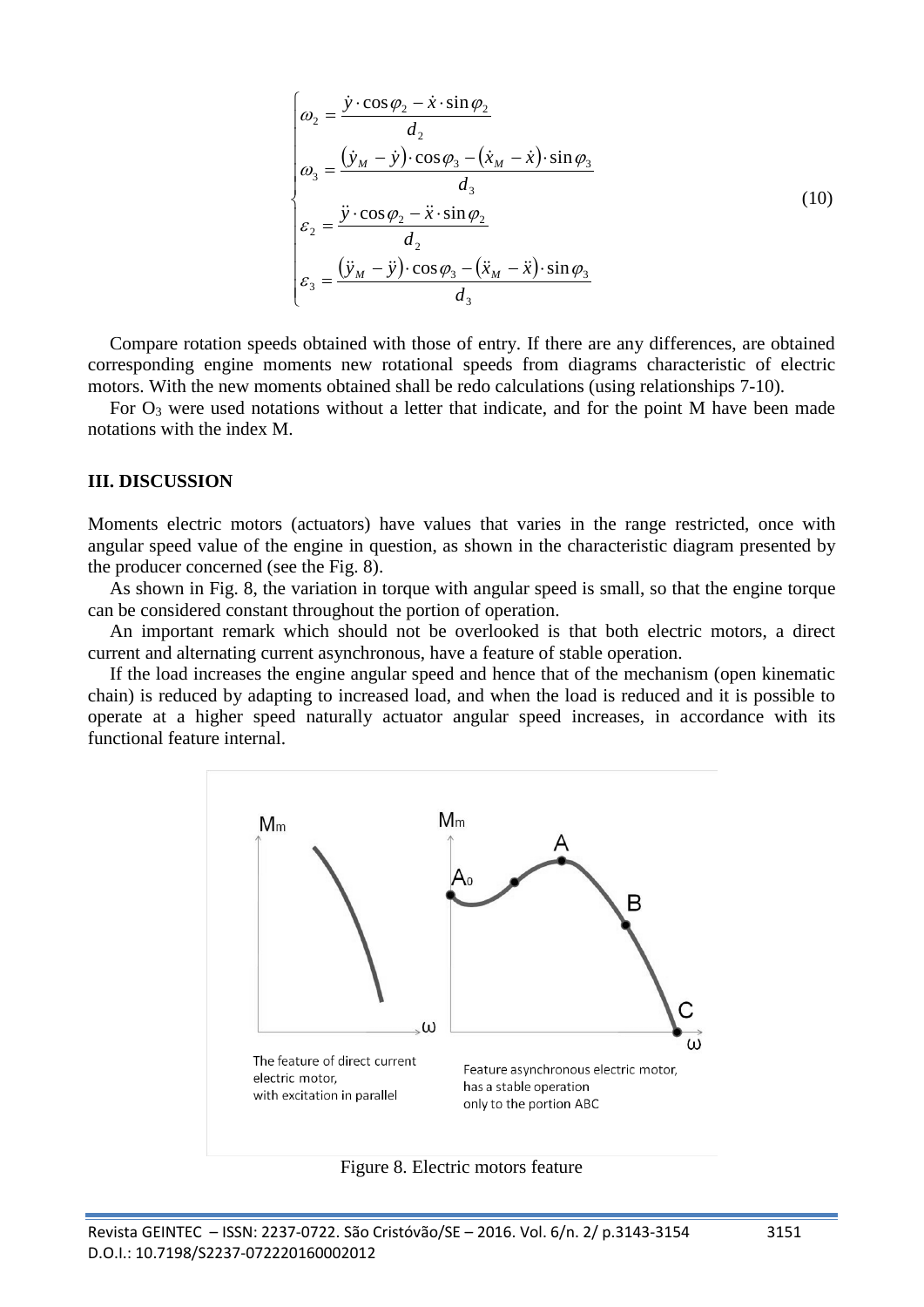$$\begin{cases} \omega_2 = \dfrac{\dot{y} \cdot \cos\varphi_2 - \dot{x} \cdot \sin\varphi_2}{d_2} \\ \omega_3 = \dfrac{(\dot{y}_M - \dot{y}) \cdot \cos\varphi_3 - (\dot{x}_M - \dot{x}) \cdot \sin\varphi_3}{d_3} \\ \varepsilon_2 = \dfrac{\ddot{y} \cdot \cos\varphi_2 - \ddot{x} \cdot \sin\varphi_2}{d_2} \\ \varepsilon_3 = \dfrac{(\ddot{y}_M - \ddot{y}) \cdot \cos\varphi_3 - (\ddot{x}_M - \ddot{x}) \cdot \sin\varphi_3}{d_3} \end{cases} \tag{10}$$

Compare rotation speeds obtained with those of entry. If there are any differences, are obtained corresponding engine moments new rotational speeds from diagrams characteristic of electric motors. With the new moments obtained shall be redo calculations (using relationships 7-10).

For $O_3$ were used notations without a letter that indicate, and for the point M have been made notations with the index M.

## III. DISCUSSION

Moments electric motors (actuators) have values that varies in the range restricted, once with angular speed value of the engine in question, as shown in the characteristic diagram presented by the producer concerned (see the Fig. 8).

As shown in Fig. 8, the variation in torque with angular speed is small, so that the engine torque can be considered constant throughout the portion of operation.

An important remark which should not be overlooked is that both electric motors, a direct current and alternating current asynchronous, have a feature of stable operation.

If the load increases the engine angular speed and hence that of the mechanism (open kinematic chain) is reduced by adapting to increased load, and when the load is reduced and it is possible to operate at a higher speed naturally actuator angular speed increases, in accordance with its functional feature internal.

Figure 8. Electric motors feature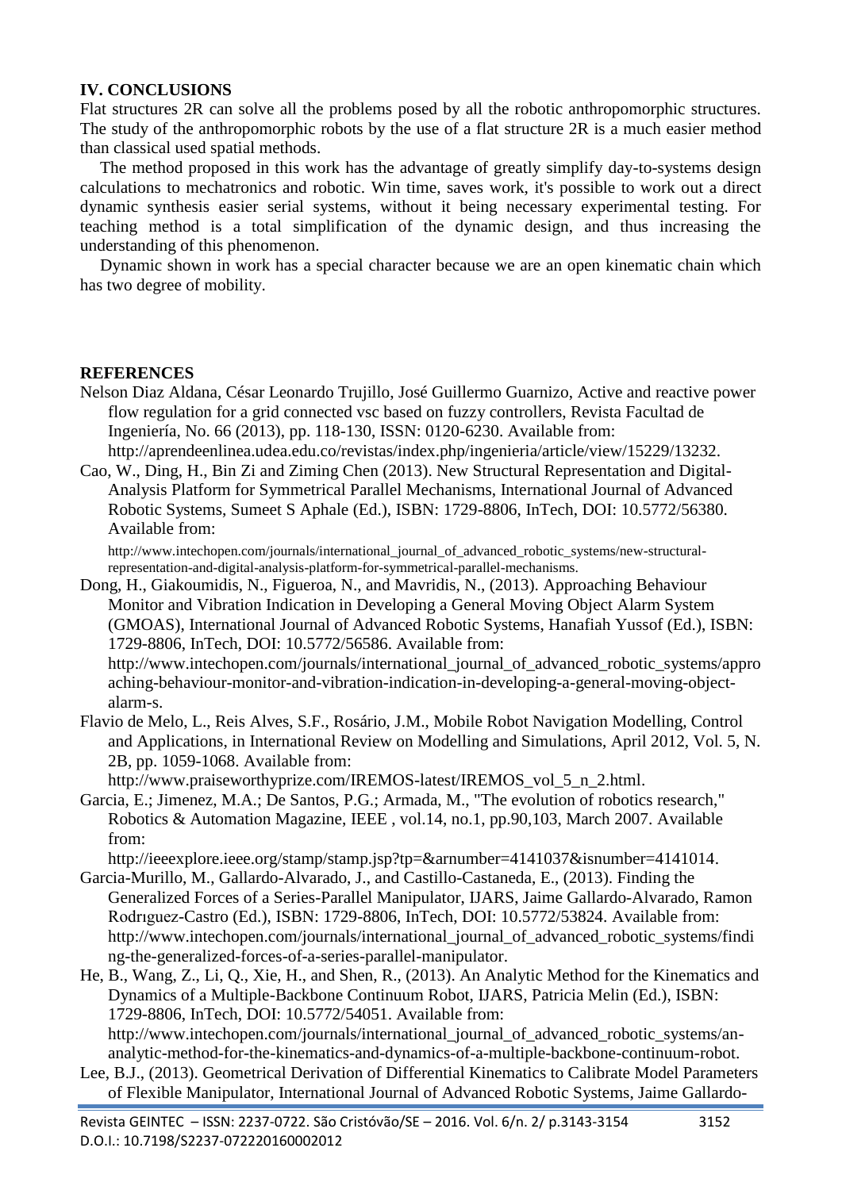## IV. CONCLUSIONS

Flat structures 2R can solve all the problems posed by all the robotic anthropomorphic structures. The study of the anthropomorphic robots by the use of a flat structure 2R is a much easier method than classical used spatial methods.

The method proposed in this work has the advantage of greatly simplify day-to-systems design calculations to mechatronics and robotic. Win time, saves work, it's possible to work out a direct dynamic synthesis easier serial systems, without it being necessary experimental testing. For teaching method is a total simplification of the dynamic design, and thus increasing the understanding of this phenomenon.

Dynamic shown in work has a special character because we are an open kinematic chain which has two degree of mobility.

## REFERENCES

Nelson Diaz Aldana, César Leonardo Trujillo, José Guillermo Guarnizo, Active and reactive power flow regulation for a grid connected vsc based on fuzzy controllers, Revista Facultad de Ingeniería, No. 66 (2013), pp. 118-130, ISSN: 0120-6230. Available from: http://aprendeenlinea.udea.edu.co/revistas/index.php/ingenieria/article/view/15229/13232.

Cao, W., Ding, H., Bin Zi and Ziming Chen (2013). New Structural Representation and Digital-Analysis Platform for Symmetrical Parallel Mechanisms, International Journal of Advanced Robotic Systems, Sumeet S Aphale (Ed.), ISBN: 1729-8806, InTech, DOI: 10.5772/56380. Available from: http://www.intechopen.com/journals/international_journal_of_advanced_robotic_systems/new-structural-representation-and-digital-analysis-platform-for-symmetrical-parallel-mechanisms.

Dong, H., Giakoumidis, N., Figueroa, N., and Mavridis, N., (2013). Approaching Behaviour Monitor and Vibration Indication in Developing a General Moving Object Alarm System (GMOAS), International Journal of Advanced Robotic Systems, Hanafiah Yussof (Ed.), ISBN: 1729-8806, InTech, DOI: 10.5772/56586. Available from: http://www.intechopen.com/journals/international_journal_of_advanced_robotic_systems/approaching-behaviour-monitor-and-vibration-indication-in-developing-a-general-moving-object-alarm-s.

Flavio de Melo, L., Reis Alves, S.F., Rosário, J.M., Mobile Robot Navigation Modelling, Control and Applications, in International Review on Modelling and Simulations, April 2012, Vol. 5, N. 2B, pp. 1059-1068. Available from: http://www.praiseworthyprize.com/IREMOS-latest/IREMOS_vol_5_n_2.html.

Garcia, E.; Jimenez, M.A.; De Santos, P.G.; Armada, M., "The evolution of robotics research," Robotics & Automation Magazine, IEEE , vol.14, no.1, pp.90,103, March 2007. Available from: http://ieeexplore.ieee.org/stamp/stamp.jsp?tp=&arnumber=4141037&isnumber=4141014.

Garcia-Murillo, M., Gallardo-Alvarado, J., and Castillo-Castaneda, E., (2013). Finding the Generalized Forces of a Series-Parallel Manipulator, IJARS, Jaime Gallardo-Alvarado, Ramon Rodrıguez-Castro (Ed.), ISBN: 1729-8806, InTech, DOI: 10.5772/53824. Available from: http://www.intechopen.com/journals/international_journal_of_advanced_robotic_systems/finding-the-generalized-forces-of-a-series-parallel-manipulator.

He, B., Wang, Z., Li, Q., Xie, H., and Shen, R., (2013). An Analytic Method for the Kinematics and Dynamics of a Multiple-Backbone Continuum Robot, IJARS, Patricia Melin (Ed.), ISBN: 1729-8806, InTech, DOI: 10.5772/54051. Available from: http://www.intechopen.com/journals/international_journal_of_advanced_robotic_systems/an-analytic-method-for-the-kinematics-and-dynamics-of-a-multiple-backbone-continuum-robot.

Lee, B.J., (2013). Geometrical Derivation of Differential Kinematics to Calibrate Model Parameters of Flexible Manipulator, International Journal of Advanced Robotic Systems, Jaime Gallardo-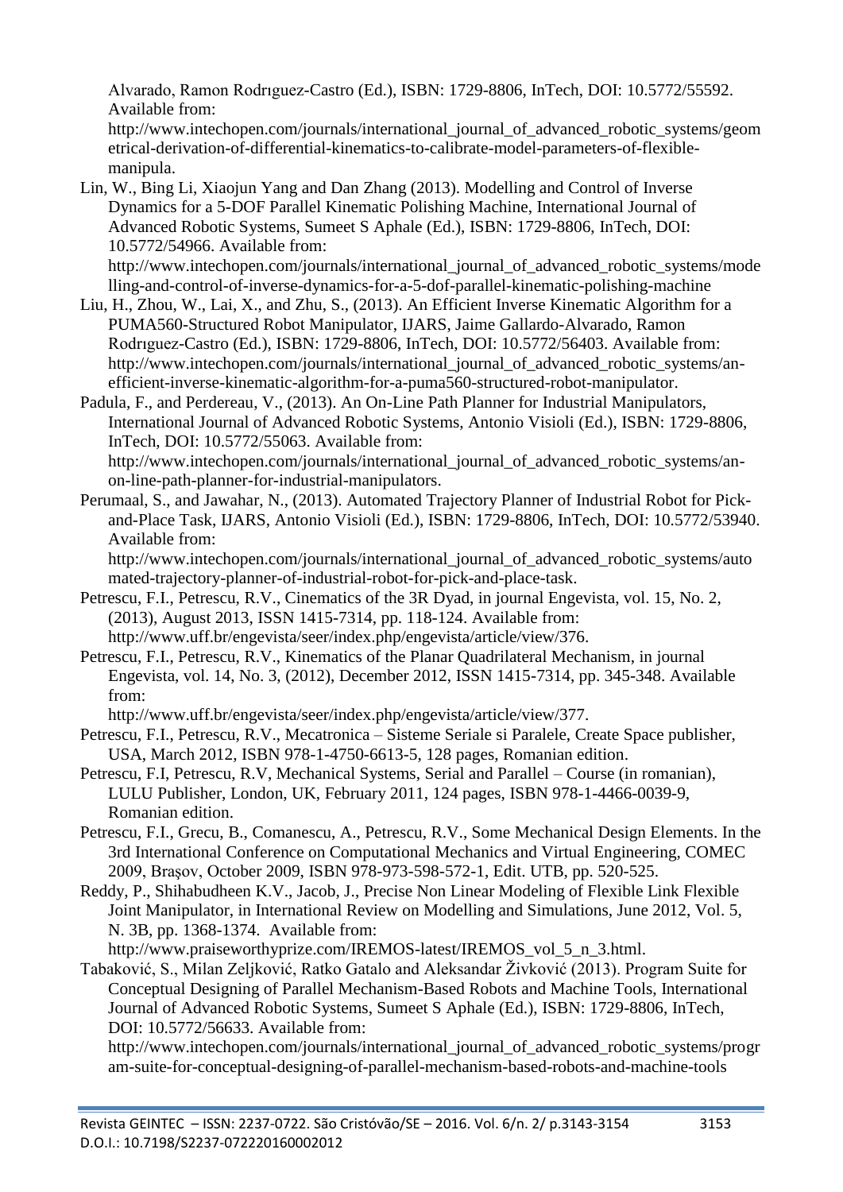Alvarado, Ramon Rodrıguez-Castro (Ed.), ISBN: 1729-8806, InTech, DOI: 10.5772/55592. Available from: http://www.intechopen.com/journals/international_journal_of_advanced_robotic_systems/geometrical-derivation-of-differential-kinematics-to-calibrate-model-parameters-of-flexible-manipula.

Lin, W., Bing Li, Xiaojun Yang and Dan Zhang (2013). Modelling and Control of Inverse Dynamics for a 5-DOF Parallel Kinematic Polishing Machine, International Journal of Advanced Robotic Systems, Sumeet S Aphale (Ed.), ISBN: 1729-8806, InTech, DOI: 10.5772/54966. Available from: http://www.intechopen.com/journals/international_journal_of_advanced_robotic_systems/modelling-and-control-of-inverse-dynamics-for-a-5-dof-parallel-kinematic-polishing-machine

Liu, H., Zhou, W., Lai, X., and Zhu, S., (2013). An Efficient Inverse Kinematic Algorithm for a PUMA560-Structured Robot Manipulator, IJARS, Jaime Gallardo-Alvarado, Ramon Rodrıguez-Castro (Ed.), ISBN: 1729-8806, InTech, DOI: 10.5772/56403. Available from: http://www.intechopen.com/journals/international_journal_of_advanced_robotic_systems/an-efficient-inverse-kinematic-algorithm-for-a-puma560-structured-robot-manipulator.

Padula, F., and Perdereau, V., (2013). An On-Line Path Planner for Industrial Manipulators, International Journal of Advanced Robotic Systems, Antonio Visioli (Ed.), ISBN: 1729-8806, InTech, DOI: 10.5772/55063. Available from: http://www.intechopen.com/journals/international_journal_of_advanced_robotic_systems/an-on-line-path-planner-for-industrial-manipulators.

Perumaal, S., and Jawahar, N., (2013). Automated Trajectory Planner of Industrial Robot for Pick-and-Place Task, IJARS, Antonio Visioli (Ed.), ISBN: 1729-8806, InTech, DOI: 10.5772/53940. Available from: http://www.intechopen.com/journals/international_journal_of_advanced_robotic_systems/automated-trajectory-planner-of-industrial-robot-for-pick-and-place-task.

Petrescu, F.I., Petrescu, R.V., Cinematics of the 3R Dyad, in journal Engevista, vol. 15, No. 2, (2013), August 2013, ISSN 1415-7314, pp. 118-124. Available from: http://www.uff.br/engevista/seer/index.php/engevista/article/view/376.

Petrescu, F.I., Petrescu, R.V., Kinematics of the Planar Quadrilateral Mechanism, in journal Engevista, vol. 14, No. 3, (2012), December 2012, ISSN 1415-7314, pp. 345-348. Available from: http://www.uff.br/engevista/seer/index.php/engevista/article/view/377.

Petrescu, F.I., Petrescu, R.V., Mecatronica – Sisteme Seriale si Paralele, Create Space publisher, USA, March 2012, ISBN 978-1-4750-6613-5, 128 pages, Romanian edition.

Petrescu, F.I, Petrescu, R.V, Mechanical Systems, Serial and Parallel – Course (in romanian), LULU Publisher, London, UK, February 2011, 124 pages, ISBN 978-1-4466-0039-9, Romanian edition.

Petrescu, F.I., Grecu, B., Comanescu, A., Petrescu, R.V., Some Mechanical Design Elements. In the 3rd International Conference on Computational Mechanics and Virtual Engineering, COMEC 2009, Brașov, October 2009, ISBN 978-973-598-572-1, Edit. UTB, pp. 520-525.

Reddy, P., Shihabudheen K.V., Jacob, J., Precise Non Linear Modeling of Flexible Link Flexible Joint Manipulator, in International Review on Modelling and Simulations, June 2012, Vol. 5, N. 3B, pp. 1368-1374. Available from: http://www.praiseworthyprize.com/IREMOS-latest/IREMOS_vol_5_n_3.html.

Tabaković, S., Milan Zeljković, Ratko Gatalo and Aleksandar Živković (2013). Program Suite for Conceptual Designing of Parallel Mechanism-Based Robots and Machine Tools, International Journal of Advanced Robotic Systems, Sumeet S Aphale (Ed.), ISBN: 1729-8806, InTech, DOI: 10.5772/56633. Available from: http://www.intechopen.com/journals/international_journal_of_advanced_robotic_systems/program-suite-for-conceptual-designing-of-parallel-mechanism-based-robots-and-machine-tools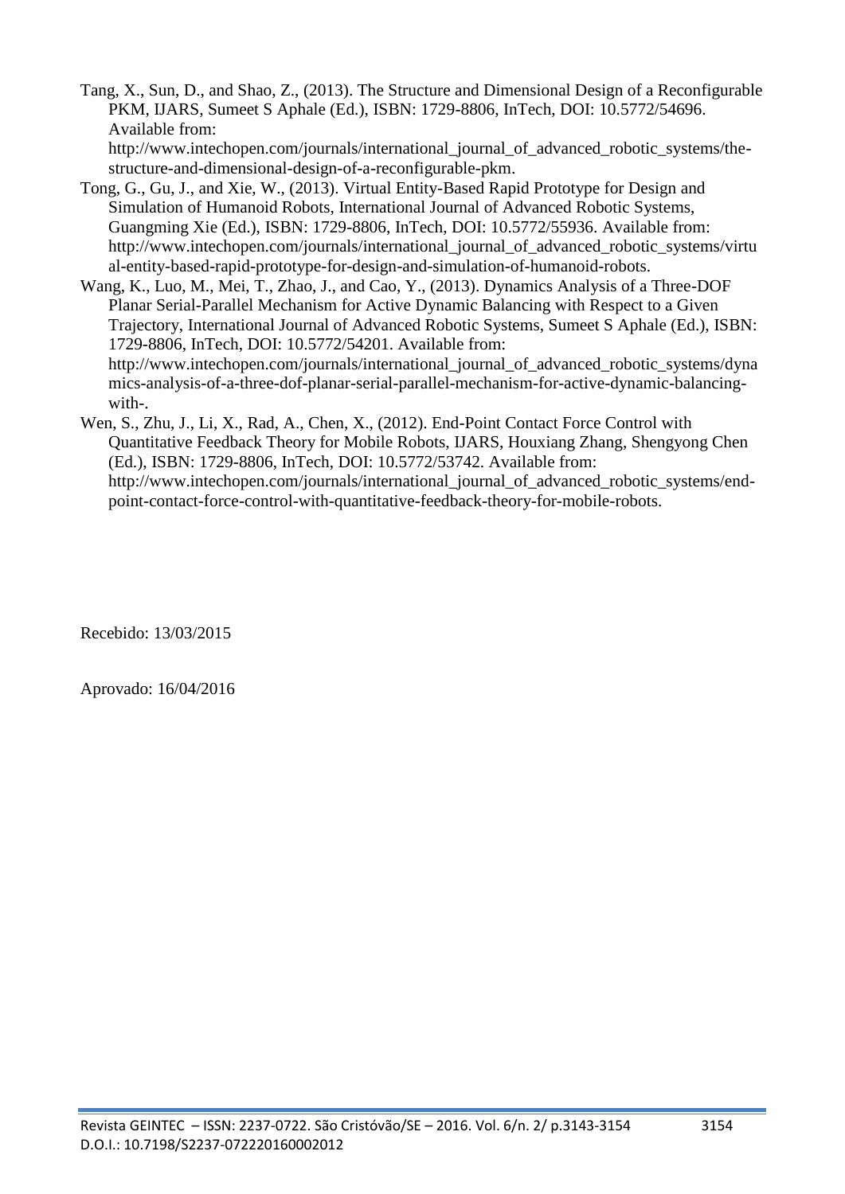Tang, X., Sun, D., and Shao, Z., (2013). The Structure and Dimensional Design of a Reconfigurable PKM, IJARS, Sumeet S Aphale (Ed.), ISBN: 1729-8806, InTech, DOI: 10.5772/54696. Available from: http://www.intechopen.com/journals/international_journal_of_advanced_robotic_systems/the-structure-and-dimensional-design-of-a-reconfigurable-pkm.

Tong, G., Gu, J., and Xie, W., (2013). Virtual Entity-Based Rapid Prototype for Design and Simulation of Humanoid Robots, International Journal of Advanced Robotic Systems, Guangming Xie (Ed.), ISBN: 1729-8806, InTech, DOI: 10.5772/55936. Available from: http://www.intechopen.com/journals/international_journal_of_advanced_robotic_systems/virtual-entity-based-rapid-prototype-for-design-and-simulation-of-humanoid-robots.

Wang, K., Luo, M., Mei, T., Zhao, J., and Cao, Y., (2013). Dynamics Analysis of a Three-DOF Planar Serial-Parallel Mechanism for Active Dynamic Balancing with Respect to a Given Trajectory, International Journal of Advanced Robotic Systems, Sumeet S Aphale (Ed.), ISBN: 1729-8806, InTech, DOI: 10.5772/54201. Available from: http://www.intechopen.com/journals/international_journal_of_advanced_robotic_systems/dynamics-analysis-of-a-three-dof-planar-serial-parallel-mechanism-for-active-dynamic-balancing-with-.

Wen, S., Zhu, J., Li, X., Rad, A., Chen, X., (2012). End-Point Contact Force Control with Quantitative Feedback Theory for Mobile Robots, IJARS, Houxiang Zhang, Shengyong Chen (Ed.), ISBN: 1729-8806, InTech, DOI: 10.5772/53742. Available from: http://www.intechopen.com/journals/international_journal_of_advanced_robotic_systems/end-point-contact-force-control-with-quantitative-feedback-theory-for-mobile-robots.

Recebido: 13/03/2015

Aprovado: 16/04/2016